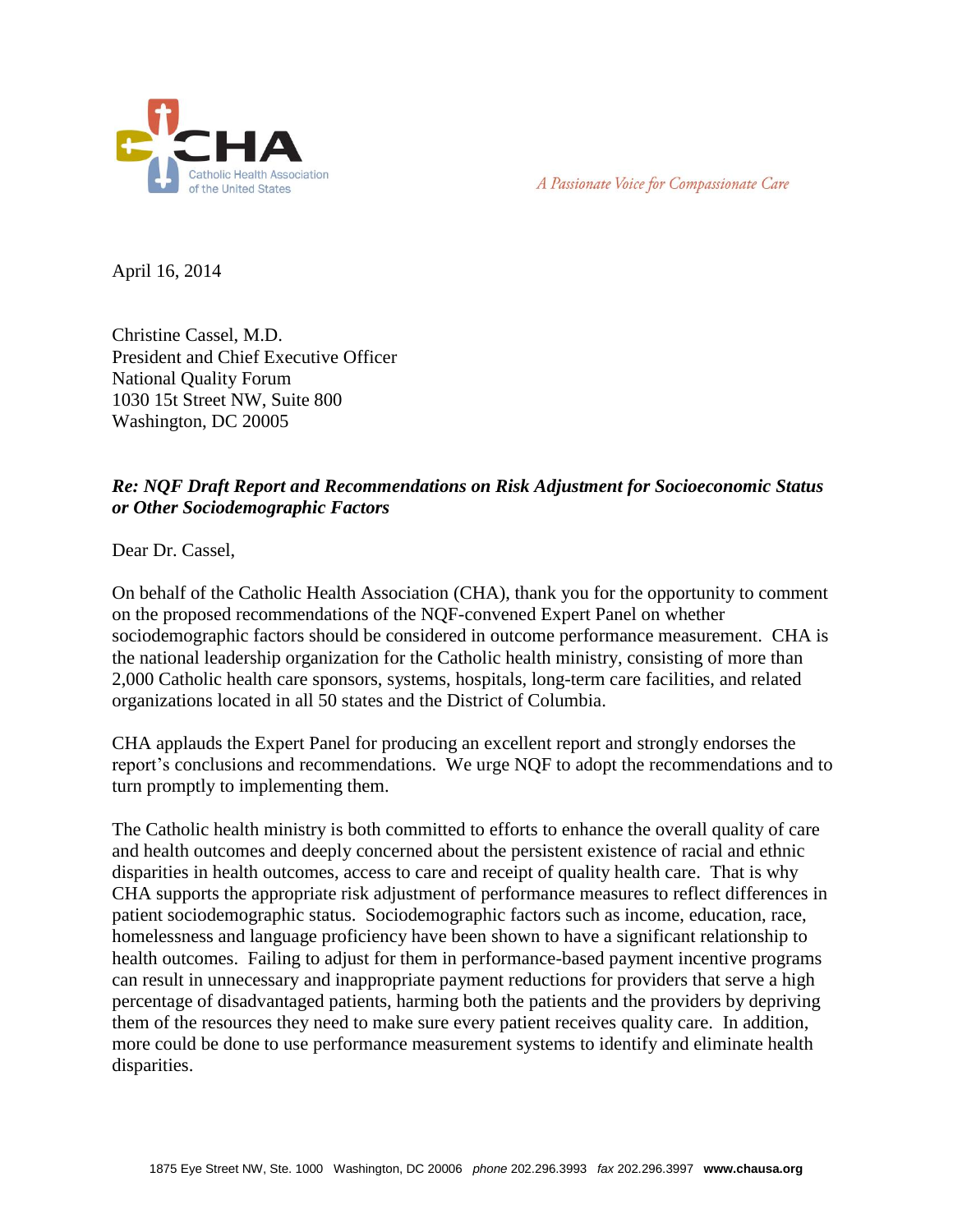CHA

Catholic Health Association of the United States

*A Passionate Voice for Compassionate Care*

April 16, 2014

Christine Cassel, M.D.
President and Chief Executive Officer
National Quality Forum
1030 15t Street NW, Suite 800
Washington, DC 20005

***Re: NQF Draft Report and Recommendations on Risk Adjustment for Socioeconomic Status or Other Sociodemographic Factors***

Dear Dr. Cassel,

On behalf of the Catholic Health Association (CHA), thank you for the opportunity to comment on the proposed recommendations of the NQF-convened Expert Panel on whether sociodemographic factors should be considered in outcome performance measurement. CHA is the national leadership organization for the Catholic health ministry, consisting of more than 2,000 Catholic health care sponsors, systems, hospitals, long-term care facilities, and related organizations located in all 50 states and the District of Columbia.

CHA applauds the Expert Panel for producing an excellent report and strongly endorses the report's conclusions and recommendations. We urge NQF to adopt the recommendations and to turn promptly to implementing them.

The Catholic health ministry is both committed to efforts to enhance the overall quality of care and health outcomes and deeply concerned about the persistent existence of racial and ethnic disparities in health outcomes, access to care and receipt of quality health care. That is why CHA supports the appropriate risk adjustment of performance measures to reflect differences in patient sociodemographic status. Sociodemographic factors such as income, education, race, homelessness and language proficiency have been shown to have a significant relationship to health outcomes. Failing to adjust for them in performance-based payment incentive programs can result in unnecessary and inappropriate payment reductions for providers that serve a high percentage of disadvantaged patients, harming both the patients and the providers by depriving them of the resources they need to make sure every patient receives quality care. In addition, more could be done to use performance measurement systems to identify and eliminate health disparities.

1875 Eye Street NW, Ste. 1000 Washington, DC 20006 *phone* 202.296.3993 *fax* 202.296.3997 **www.chausa.org**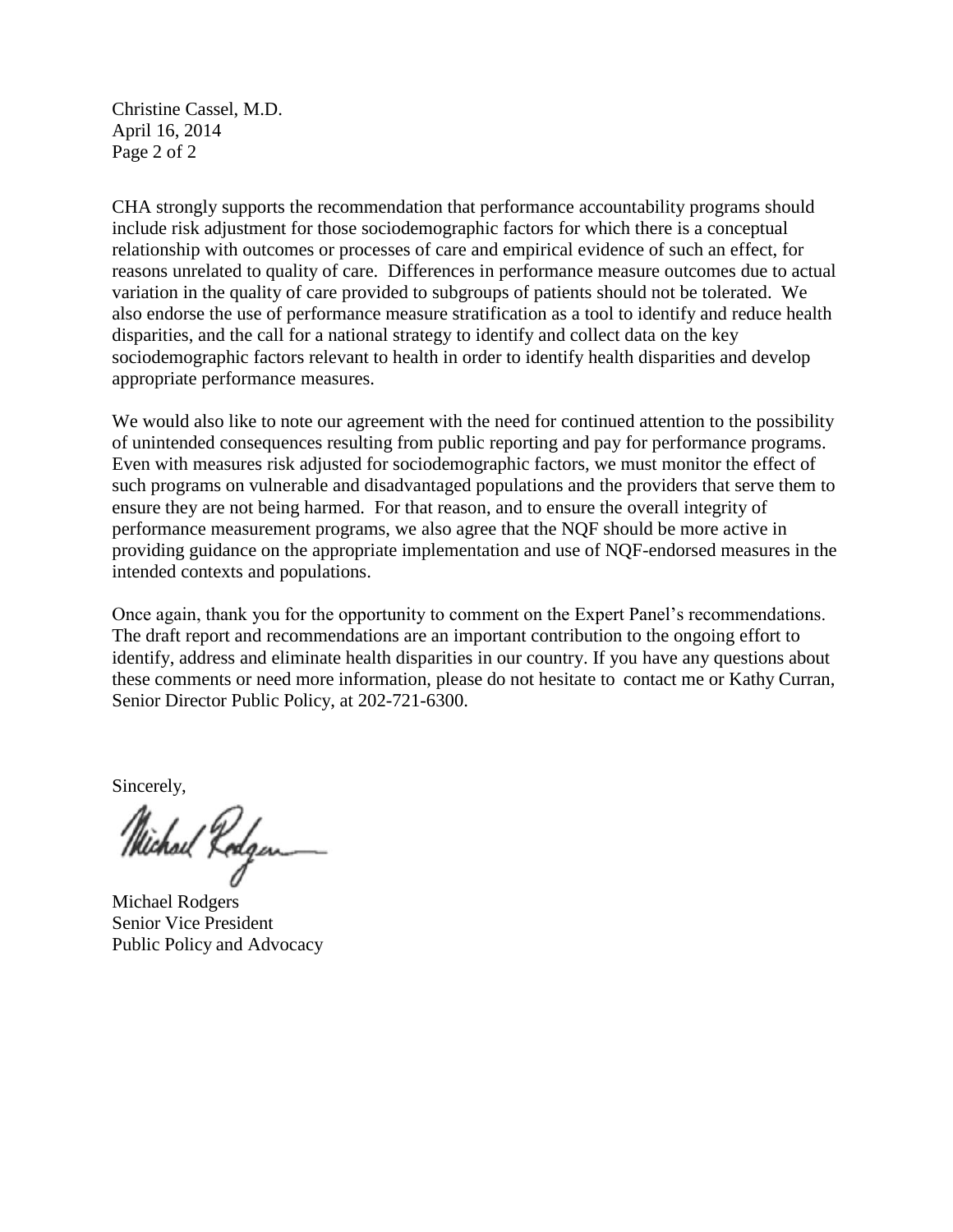CHA strongly supports the recommendation that performance accountability programs should include risk adjustment for those sociodemographic factors for which there is a conceptual relationship with outcomes or processes of care and empirical evidence of such an effect, for reasons unrelated to quality of care. Differences in performance measure outcomes due to actual variation in the quality of care provided to subgroups of patients should not be tolerated. We also endorse the use of performance measure stratification as a tool to identify and reduce health disparities, and the call for a national strategy to identify and collect data on the key sociodemographic factors relevant to health in order to identify health disparities and develop appropriate performance measures.

We would also like to note our agreement with the need for continued attention to the possibility of unintended consequences resulting from public reporting and pay for performance programs. Even with measures risk adjusted for sociodemographic factors, we must monitor the effect of such programs on vulnerable and disadvantaged populations and the providers that serve them to ensure they are not being harmed. For that reason, and to ensure the overall integrity of performance measurement programs, we also agree that the NQF should be more active in providing guidance on the appropriate implementation and use of NQF-endorsed measures in the intended contexts and populations.

Once again, thank you for the opportunity to comment on the Expert Panel's recommendations. The draft report and recommendations are an important contribution to the ongoing effort to identify, address and eliminate health disparities in our country. If you have any questions about these comments or need more information, please do not hesitate to contact me or Kathy Curran, Senior Director Public Policy, at 202-721-6300.

Sincerely,

Michael Rodgers
Senior Vice President
Public Policy and Advocacy